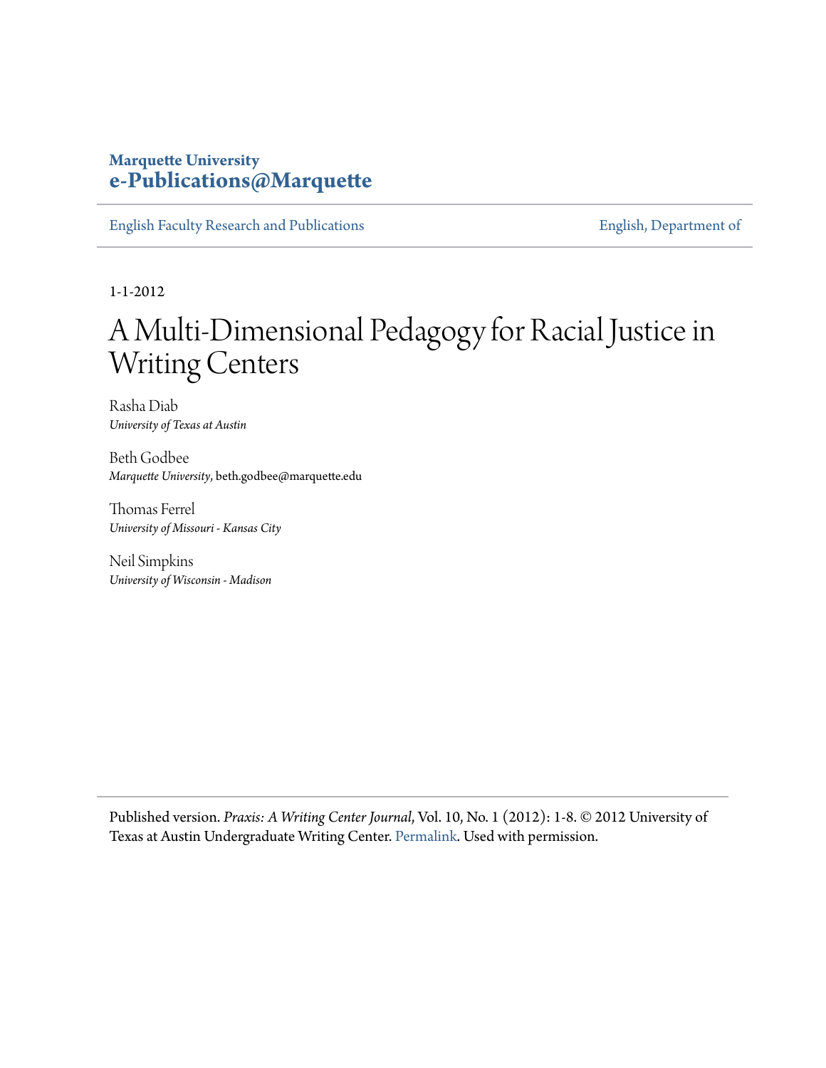**Marquette University**
**e-Publications@Marquette**

English Faculty Research and Publications | English, Department of

1-1-2012

# A Multi-Dimensional Pedagogy for Racial Justice in Writing Centers

Rasha Diab
*University of Texas at Austin*

Beth Godbee
*Marquette University*, beth.godbee@marquette.edu

Thomas Ferrel
*University of Missouri - Kansas City*

Neil Simpkins
*University of Wisconsin - Madison*

Published version. *Praxis: A Writing Center Journal*, Vol. 10, No. 1 (2012): 1-8. © 2012 University of Texas at Austin Undergraduate Writing Center. Permalink. Used with permission.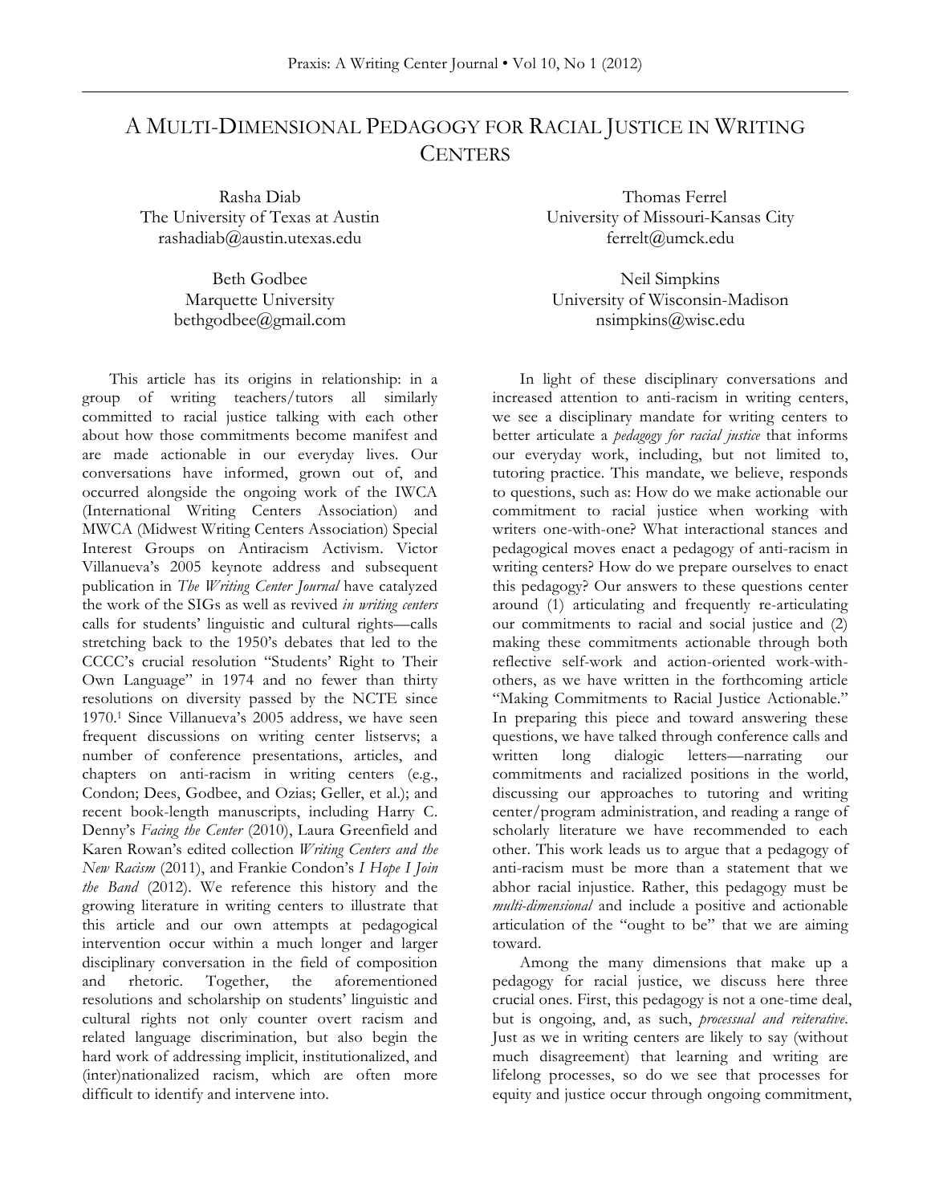# A Multi-Dimensional Pedagogy for Racial Justice in Writing Centers

Rasha Diab
The University of Texas at Austin
rashadiab@austin.utexas.edu

Thomas Ferrel
University of Missouri-Kansas City
ferrelt@umck.edu

Beth Godbee
Marquette University
bethgodbee@gmail.com

Neil Simpkins
University of Wisconsin-Madison
nsimpkins@wisc.edu

This article has its origins in relationship: in a group of writing teachers/tutors all similarly committed to racial justice talking with each other about how those commitments become manifest and are made actionable in our everyday lives. Our conversations have informed, grown out of, and occurred alongside the ongoing work of the IWCA (International Writing Centers Association) and MWCA (Midwest Writing Centers Association) Special Interest Groups on Antiracism Activism. Victor Villanueva's 2005 keynote address and subsequent publication in *The Writing Center Journal* have catalyzed the work of the SIGs as well as revived *in writing centers* calls for students' linguistic and cultural rights—calls stretching back to the 1950's debates that led to the CCCC's crucial resolution "Students' Right to Their Own Language" in 1974 and no fewer than thirty resolutions on diversity passed by the NCTE since 1970.[1] Since Villanueva's 2005 address, we have seen frequent discussions on writing center listservs; a number of conference presentations, articles, and chapters on anti-racism in writing centers (e.g., Condon; Dees, Godbee, and Ozias; Geller, et al.); and recent book-length manuscripts, including Harry C. Denny's *Facing the Center* (2010), Laura Greenfield and Karen Rowan's edited collection *Writing Centers and the New Racism* (2011), and Frankie Condon's *I Hope I Join the Band* (2012). We reference this history and the growing literature in writing centers to illustrate that this article and our own attempts at pedagogical intervention occur within a much longer and larger disciplinary conversation in the field of composition and rhetoric. Together, the aforementioned resolutions and scholarship on students' linguistic and cultural rights not only counter overt racism and related language discrimination, but also begin the hard work of addressing implicit, institutionalized, and (inter)nationalized racism, which are often more difficult to identify and intervene into.

In light of these disciplinary conversations and increased attention to anti-racism in writing centers, we see a disciplinary mandate for writing centers to better articulate a *pedagogy for racial justice* that informs our everyday work, including, but not limited to, tutoring practice. This mandate, we believe, responds to questions, such as: How do we make actionable our commitment to racial justice when working with writers one-with-one? What interactional stances and pedagogical moves enact a pedagogy of anti-racism in writing centers? How do we prepare ourselves to enact this pedagogy? Our answers to these questions center around (1) articulating and frequently re-articulating our commitments to racial and social justice and (2) making these commitments actionable through both reflective self-work and action-oriented work-with-others, as we have written in the forthcoming article "Making Commitments to Racial Justice Actionable." In preparing this piece and toward answering these questions, we have talked through conference calls and written long dialogic letters—narrating our commitments and racialized positions in the world, discussing our approaches to tutoring and writing center/program administration, and reading a range of scholarly literature we have recommended to each other. This work leads us to argue that a pedagogy of anti-racism must be more than a statement that we abhor racial injustice. Rather, this pedagogy must be *multi-dimensional* and include a positive and actionable articulation of the "ought to be" that we are aiming toward.

Among the many dimensions that make up a pedagogy for racial justice, we discuss here three crucial ones. First, this pedagogy is not a one-time deal, but is ongoing, and, as such, *processual and reiterative*. Just as we in writing centers are likely to say (without much disagreement) that learning and writing are lifelong processes, so do we see that processes for equity and justice occur through ongoing commitment,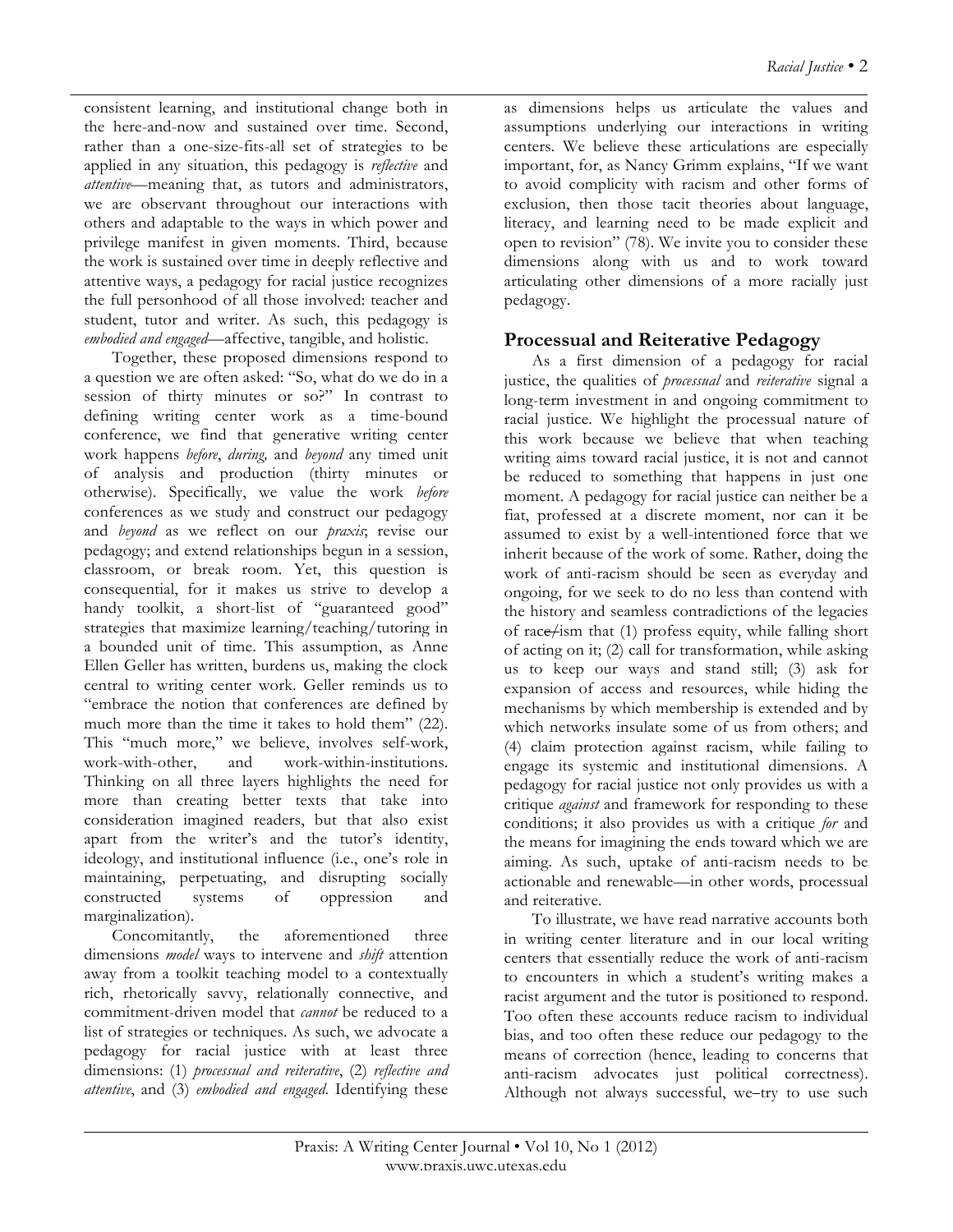consistent learning, and institutional change both in the here-and-now and sustained over time. Second, rather than a one-size-fits-all set of strategies to be applied in any situation, this pedagogy is *reflective* and *attentive*—meaning that, as tutors and administrators, we are observant throughout our interactions with others and adaptable to the ways in which power and privilege manifest in given moments. Third, because the work is sustained over time in deeply reflective and attentive ways, a pedagogy for racial justice recognizes the full personhood of all those involved: teacher and student, tutor and writer. As such, this pedagogy is *embodied and engaged*—affective, tangible, and holistic.

Together, these proposed dimensions respond to a question we are often asked: "So, what do we do in a session of thirty minutes or so?" In contrast to defining writing center work as a time-bound conference, we find that generative writing center work happens *before*, *during,* and *beyond* any timed unit of analysis and production (thirty minutes or otherwise). Specifically, we value the work *before* conferences as we study and construct our pedagogy and *beyond* as we reflect on our *praxis*; revise our pedagogy; and extend relationships begun in a session, classroom, or break room. Yet, this question is consequential, for it makes us strive to develop a handy toolkit, a short-list of "guaranteed good" strategies that maximize learning/teaching/tutoring in a bounded unit of time. This assumption, as Anne Ellen Geller has written, burdens us, making the clock central to writing center work. Geller reminds us to "embrace the notion that conferences are defined by much more than the time it takes to hold them" (22). This "much more," we believe, involves self-work, work-with-other, and work-within-institutions. Thinking on all three layers highlights the need for more than creating better texts that take into consideration imagined readers, but that also exist apart from the writer's and the tutor's identity, ideology, and institutional influence (i.e., one's role in maintaining, perpetuating, and disrupting socially constructed systems of oppression and marginalization).

Concomitantly, the aforementioned three dimensions *model* ways to intervene and *shift* attention away from a toolkit teaching model to a contextually rich, rhetorically savvy, relationally connective, and commitment-driven model that *cannot* be reduced to a list of strategies or techniques. As such, we advocate a pedagogy for racial justice with at least three dimensions: (1) *processual and reiterative*, (2) *reflective and attentive*, and (3) *embodied and engaged*. Identifying these as dimensions helps us articulate the values and assumptions underlying our interactions in writing centers. We believe these articulations are especially important, for, as Nancy Grimm explains, "If we want to avoid complicity with racism and other forms of exclusion, then those tacit theories about language, literacy, and learning need to be made explicit and open to revision" (78). We invite you to consider these dimensions along with us and to work toward articulating other dimensions of a more racially just pedagogy.

## Processual and Reiterative Pedagogy

As a first dimension of a pedagogy for racial justice, the qualities of *processual* and *reiterative* signal a long-term investment in and ongoing commitment to racial justice. We highlight the processual nature of this work because we believe that when teaching writing aims toward racial justice, it is not and cannot be reduced to something that happens in just one moment. A pedagogy for racial justice can neither be a fiat, professed at a discrete moment, nor can it be assumed to exist by a well-intentioned force that we inherit because of the work of some. Rather, doing the work of anti-racism should be seen as everyday and ongoing, for we seek to do no less than contend with the history and seamless contradictions of the legacies of ra~~ce/~~ism that (1) profess equity, while falling short of acting on it; (2) call for transformation, while asking us to keep our ways and stand still; (3) ask for expansion of access and resources, while hiding the mechanisms by which membership is extended and by which networks insulate some of us from others; and (4) claim protection against racism, while failing to engage its systemic and institutional dimensions. A pedagogy for racial justice not only provides us with a critique *against* and framework for responding to these conditions; it also provides us with a critique *for* and the means for imagining the ends toward which we are aiming. As such, uptake of anti-racism needs to be actionable and renewable—in other words, processual and reiterative.

To illustrate, we have read narrative accounts both in writing center literature and in our local writing centers that essentially reduce the work of anti-racism to encounters in which a student's writing makes a racist argument and the tutor is positioned to respond. Too often these accounts reduce racism to individual bias, and too often these reduce our pedagogy to the means of correction (hence, leading to concerns that anti-racism advocates just political correctness). Although not always successful, we–try to use such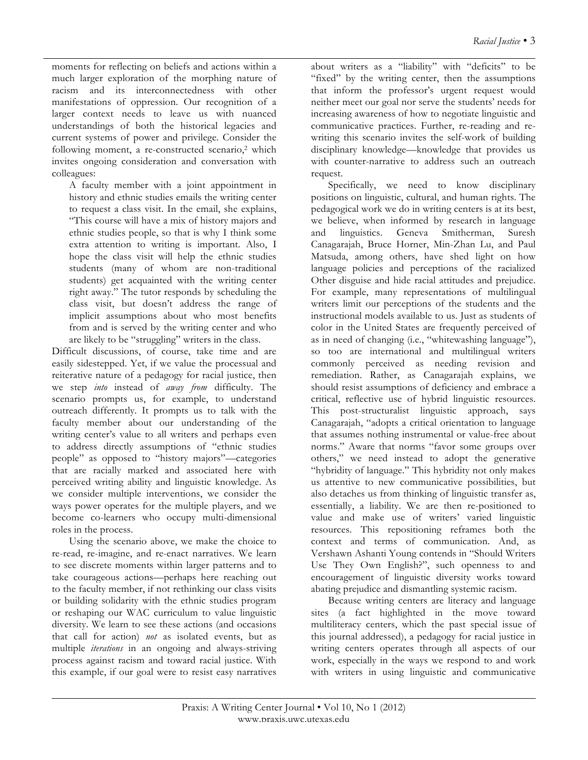moments for reflecting on beliefs and actions within a much larger exploration of the morphing nature of racism and its interconnectedness with other manifestations of oppression. Our recognition of a larger context needs to leave us with nuanced understandings of both the historical legacies and current systems of power and privilege. Consider the following moment, a re-constructed scenario,[2] which invites ongoing consideration and conversation with colleagues:

> A faculty member with a joint appointment in history and ethnic studies emails the writing center to request a class visit. In the email, she explains, "This course will have a mix of history majors and ethnic studies people, so that is why I think some extra attention to writing is important. Also, I hope the class visit will help the ethnic studies students (many of whom are non-traditional students) get acquainted with the writing center right away." The tutor responds by scheduling the class visit, but doesn't address the range of implicit assumptions about who most benefits from and is served by the writing center and who are likely to be "struggling" writers in the class.

Difficult discussions, of course, take time and are easily sidestepped. Yet, if we value the processual and reiterative nature of a pedagogy for racial justice, then we step *into* instead of *away from* difficulty. The scenario prompts us, for example, to understand outreach differently. It prompts us to talk with the faculty member about our understanding of the writing center's value to all writers and perhaps even to address directly assumptions of "ethnic studies people" as opposed to "history majors"—categories that are racially marked and associated here with perceived writing ability and linguistic knowledge. As we consider multiple interventions, we consider the ways power operates for the multiple players, and we become co-learners who occupy multi-dimensional roles in the process.

Using the scenario above, we make the choice to re-read, re-imagine, and re-enact narratives. We learn to see discrete moments within larger patterns and to take courageous actions—perhaps here reaching out to the faculty member, if not rethinking our class visits or building solidarity with the ethnic studies program or reshaping our WAC curriculum to value linguistic diversity. We learn to see these actions (and occasions that call for action) *not* as isolated events, but as multiple *iterations* in an ongoing and always-striving process against racism and toward racial justice. With this example, if our goal were to resist easy narratives about writers as a "liability" with "deficits" to be "fixed" by the writing center, then the assumptions that inform the professor's urgent request would neither meet our goal nor serve the students' needs for increasing awareness of how to negotiate linguistic and communicative practices. Further, re-reading and re-writing this scenario invites the self-work of building disciplinary knowledge—knowledge that provides us with counter-narrative to address such an outreach request.

Specifically, we need to know disciplinary positions on linguistic, cultural, and human rights. The pedagogical work we do in writing centers is at its best, we believe, when informed by research in language and linguistics. Geneva Smitherman, Suresh Canagarajah, Bruce Horner, Min-Zhan Lu, and Paul Matsuda, among others, have shed light on how language policies and perceptions of the racialized Other disguise and hide racial attitudes and prejudice. For example, many representations of multilingual writers limit our perceptions of the students and the instructional models available to us. Just as students of color in the United States are frequently perceived of as in need of changing (i.e., "whitewashing language"), so too are international and multilingual writers commonly perceived as needing revision and remediation. Rather, as Canagarajah explains, we should resist assumptions of deficiency and embrace a critical, reflective use of hybrid linguistic resources. This post-structuralist linguistic approach, says Canagarajah, "adopts a critical orientation to language that assumes nothing instrumental or value-free about norms." Aware that norms "favor some groups over others," we need instead to adopt the generative "hybridity of language." This hybridity not only makes us attentive to new communicative possibilities, but also detaches us from thinking of linguistic transfer as, essentially, a liability. We are then re-positioned to value and make use of writers' varied linguistic resources. This repositioning reframes both the context and terms of communication. And, as Vershawn Ashanti Young contends in "Should Writers Use They Own English?", such openness to and encouragement of linguistic diversity works toward abating prejudice and dismantling systemic racism.

Because writing centers are literacy and language sites (a fact highlighted in the move toward multiliteracy centers, which the past special issue of this journal addressed), a pedagogy for racial justice in writing centers operates through all aspects of our work, especially in the ways we respond to and work with writers in using linguistic and communicative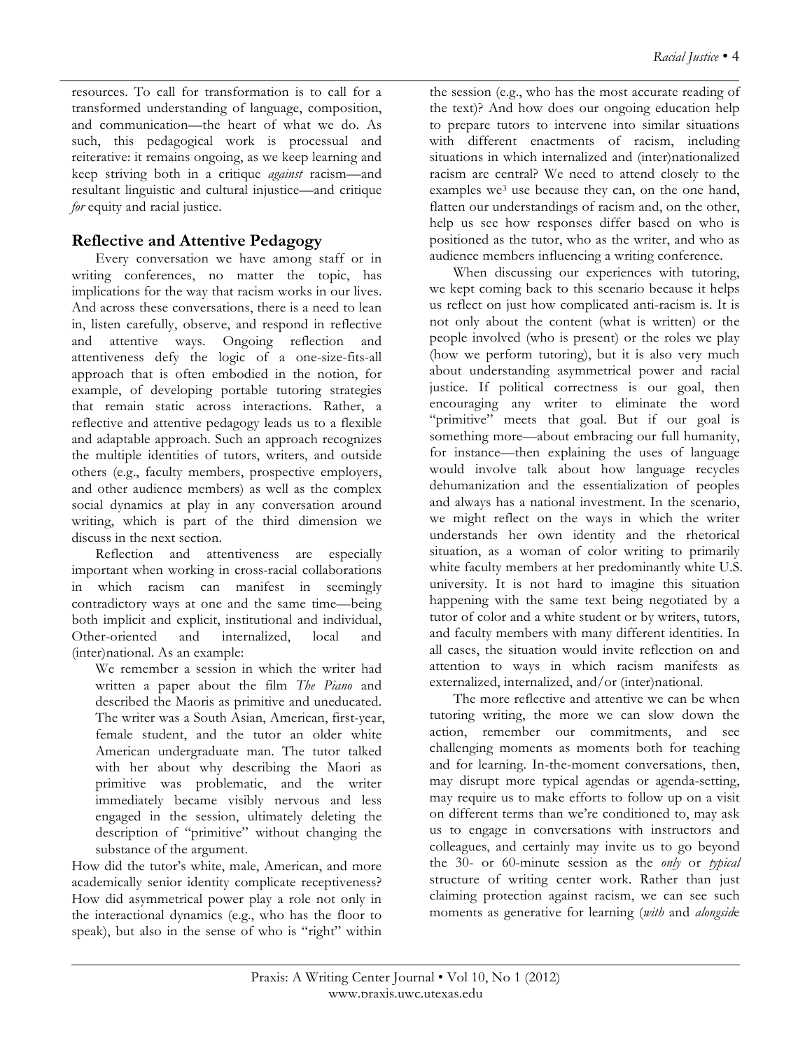resources. To call for transformation is to call for a transformed understanding of language, composition, and communication—the heart of what we do. As such, this pedagogical work is processual and reiterative: it remains ongoing, as we keep learning and keep striving both in a critique *against* racism—and resultant linguistic and cultural injustice—and critique *for* equity and racial justice.

## Reflective and Attentive Pedagogy

Every conversation we have among staff or in writing conferences, no matter the topic, has implications for the way that racism works in our lives. And across these conversations, there is a need to lean in, listen carefully, observe, and respond in reflective and attentive ways. Ongoing reflection and attentiveness defy the logic of a one-size-fits-all approach that is often embodied in the notion, for example, of developing portable tutoring strategies that remain static across interactions. Rather, a reflective and attentive pedagogy leads us to a flexible and adaptable approach. Such an approach recognizes the multiple identities of tutors, writers, and outside others (e.g., faculty members, prospective employers, and other audience members) as well as the complex social dynamics at play in any conversation around writing, which is part of the third dimension we discuss in the next section.

Reflection and attentiveness are especially important when working in cross-racial collaborations in which racism can manifest in seemingly contradictory ways at one and the same time—being both implicit and explicit, institutional and individual, Other-oriented and internalized, local and (inter)national. As an example:

> We remember a session in which the writer had written a paper about the film *The Piano* and described the Maoris as primitive and uneducated. The writer was a South Asian, American, first-year, female student, and the tutor an older white American undergraduate man. The tutor talked with her about why describing the Maori as primitive was problematic, and the writer immediately became visibly nervous and less engaged in the session, ultimately deleting the description of "primitive" without changing the substance of the argument.

How did the tutor's white, male, American, and more academically senior identity complicate receptiveness? How did asymmetrical power play a role not only in the interactional dynamics (e.g., who has the floor to speak), but also in the sense of who is "right" within the session (e.g., who has the most accurate reading of the text)? And how does our ongoing education help to prepare tutors to intervene into similar situations with different enactments of racism, including situations in which internalized and (inter)nationalized racism are central? We need to attend closely to the examples we[3] use because they can, on the one hand, flatten our understandings of racism and, on the other, help us see how responses differ based on who is positioned as the tutor, who as the writer, and who as audience members influencing a writing conference.

When discussing our experiences with tutoring, we kept coming back to this scenario because it helps us reflect on just how complicated anti-racism is. It is not only about the content (what is written) or the people involved (who is present) or the roles we play (how we perform tutoring), but it is also very much about understanding asymmetrical power and racial justice. If political correctness is our goal, then encouraging any writer to eliminate the word "primitive" meets that goal. But if our goal is something more—about embracing our full humanity, for instance—then explaining the uses of language would involve talk about how language recycles dehumanization and the essentialization of peoples and always has a national investment. In the scenario, we might reflect on the ways in which the writer understands her own identity and the rhetorical situation, as a woman of color writing to primarily white faculty members at her predominantly white U.S. university. It is not hard to imagine this situation happening with the same text being negotiated by a tutor of color and a white student or by writers, tutors, and faculty members with many different identities. In all cases, the situation would invite reflection on and attention to ways in which racism manifests as externalized, internalized, and/or (inter)national.

The more reflective and attentive we can be when tutoring writing, the more we can slow down the action, remember our commitments, and see challenging moments as moments both for teaching and for learning. In-the-moment conversations, then, may disrupt more typical agendas or agenda-setting, may require us to make efforts to follow up on a visit on different terms than we're conditioned to, may ask us to engage in conversations with instructors and colleagues, and certainly may invite us to go beyond the 30- or 60-minute session as the *only* or *typical* structure of writing center work. Rather than just claiming protection against racism, we can see such moments as generative for learning (*with* and *alongside*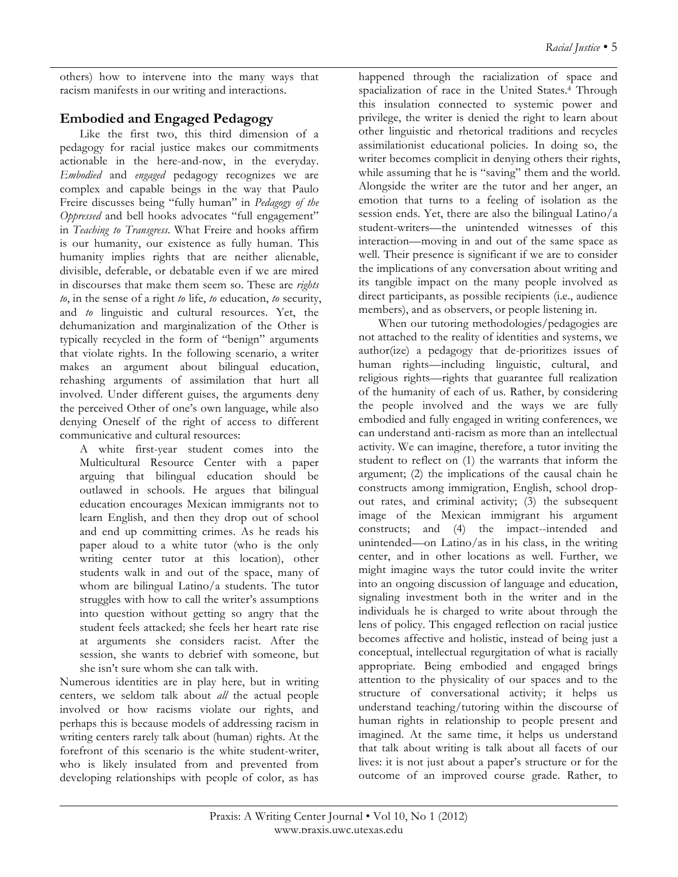others) how to intervene into the many ways that racism manifests in our writing and interactions.

## Embodied and Engaged Pedagogy

Like the first two, this third dimension of a pedagogy for racial justice makes our commitments actionable in the here-and-now, in the everyday. *Embodied* and *engaged* pedagogy recognizes we are complex and capable beings in the way that Paulo Freire discusses being "fully human" in *Pedagogy of the Oppressed* and bell hooks advocates "full engagement" in *Teaching to Transgress*. What Freire and hooks affirm is our humanity, our existence as fully human. This humanity implies rights that are neither alienable, divisible, deferable, or debatable even if we are mired in discourses that make them seem so. These are *rights to*, in the sense of a right *to* life, *to* education, *to* security, and *to* linguistic and cultural resources. Yet, the dehumanization and marginalization of the Other is typically recycled in the form of "benign" arguments that violate rights. In the following scenario, a writer makes an argument about bilingual education, rehashing arguments of assimilation that hurt all involved. Under different guises, the arguments deny the perceived Other of one's own language, while also denying Oneself of the right of access to different communicative and cultural resources:

> A white first-year student comes into the Multicultural Resource Center with a paper arguing that bilingual education should be outlawed in schools. He argues that bilingual education encourages Mexican immigrants not to learn English, and then they drop out of school and end up committing crimes. As he reads his paper aloud to a white tutor (who is the only writing center tutor at this location), other students walk in and out of the space, many of whom are bilingual Latino/a students. The tutor struggles with how to call the writer's assumptions into question without getting so angry that the student feels attacked; she feels her heart rate rise at arguments she considers racist. After the session, she wants to debrief with someone, but she isn't sure whom she can talk with.

Numerous identities are in play here, but in writing centers, we seldom talk about *all* the actual people involved or how racisms violate our rights, and perhaps this is because models of addressing racism in writing centers rarely talk about (human) rights. At the forefront of this scenario is the white student-writer, who is likely insulated from and prevented from developing relationships with people of color, as has happened through the racialization of space and spacialization of race in the United States.[4] Through this insulation connected to systemic power and privilege, the writer is denied the right to learn about other linguistic and rhetorical traditions and recycles assimilationist educational policies. In doing so, the writer becomes complicit in denying others their rights, while assuming that he is "saving" them and the world. Alongside the writer are the tutor and her anger, an emotion that turns to a feeling of isolation as the session ends. Yet, there are also the bilingual Latino/a student-writers—the unintended witnesses of this interaction—moving in and out of the same space as well. Their presence is significant if we are to consider the implications of any conversation about writing and its tangible impact on the many people involved as direct participants, as possible recipients (i.e., audience members), and as observers, or people listening in.

When our tutoring methodologies/pedagogies are not attached to the reality of identities and systems, we author(ize) a pedagogy that de-prioritizes issues of human rights—including linguistic, cultural, and religious rights—rights that guarantee full realization of the humanity of each of us. Rather, by considering the people involved and the ways we are fully embodied and fully engaged in writing conferences, we can understand anti-racism as more than an intellectual activity. We can imagine, therefore, a tutor inviting the student to reflect on (1) the warrants that inform the argument; (2) the implications of the causal chain he constructs among immigration, English, school drop-out rates, and criminal activity; (3) the subsequent image of the Mexican immigrant his argument constructs; and (4) the impact--intended and unintended—on Latino/as in his class, in the writing center, and in other locations as well. Further, we might imagine ways the tutor could invite the writer into an ongoing discussion of language and education, signaling investment both in the writer and in the individuals he is charged to write about through the lens of policy. This engaged reflection on racial justice becomes affective and holistic, instead of being just a conceptual, intellectual regurgitation of what is racially appropriate. Being embodied and engaged brings attention to the physicality of our spaces and to the structure of conversational activity; it helps us understand teaching/tutoring within the discourse of human rights in relationship to people present and imagined. At the same time, it helps us understand that talk about writing is talk about all facets of our lives: it is not just about a paper's structure or for the outcome of an improved course grade. Rather, to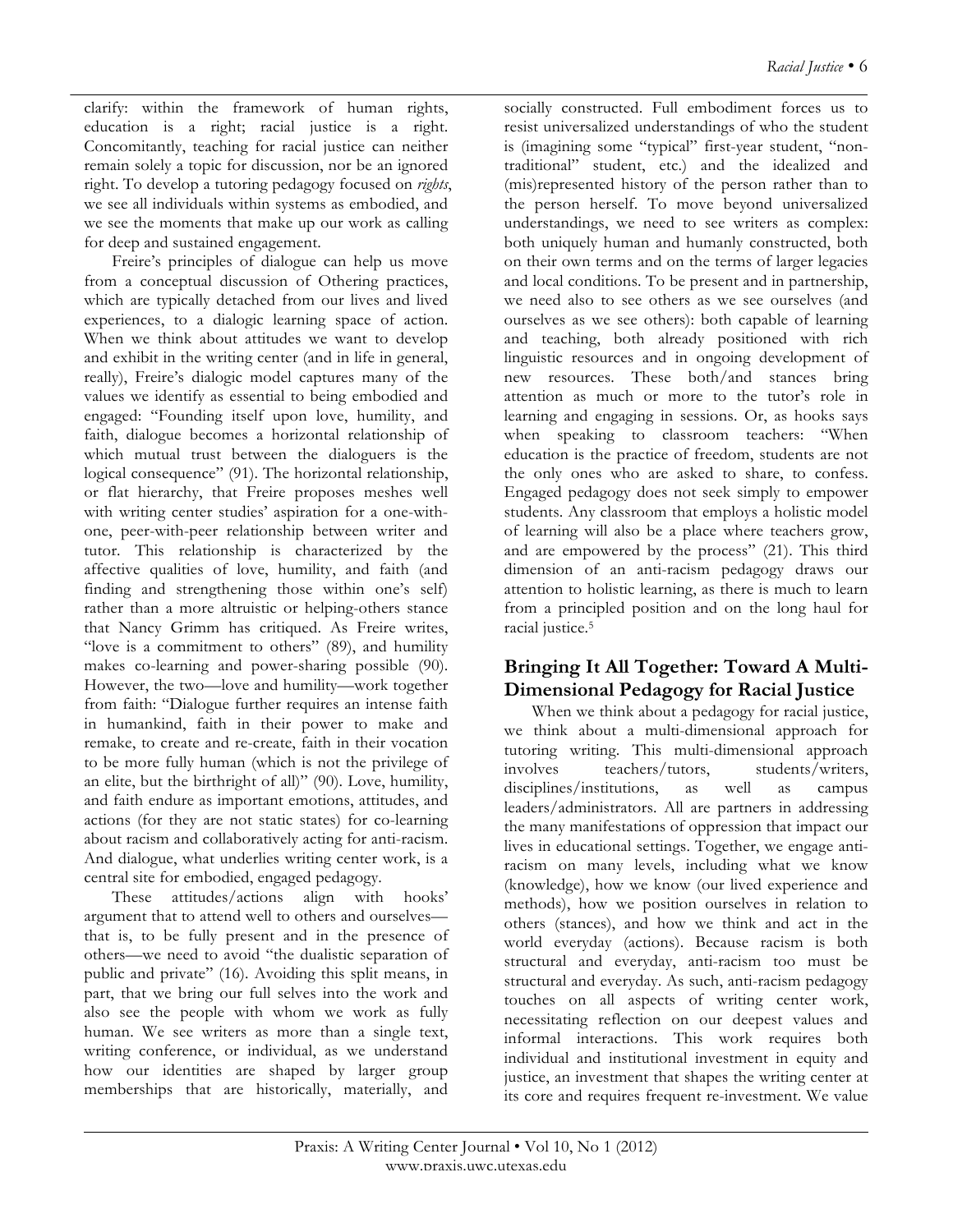clarify: within the framework of human rights, education is a right; racial justice is a right. Concomitantly, teaching for racial justice can neither remain solely a topic for discussion, nor be an ignored right. To develop a tutoring pedagogy focused on *rights*, we see all individuals within systems as embodied, and we see the moments that make up our work as calling for deep and sustained engagement.

Freire's principles of dialogue can help us move from a conceptual discussion of Othering practices, which are typically detached from our lives and lived experiences, to a dialogic learning space of action. When we think about attitudes we want to develop and exhibit in the writing center (and in life in general, really), Freire's dialogic model captures many of the values we identify as essential to being embodied and engaged: "Founding itself upon love, humility, and faith, dialogue becomes a horizontal relationship of which mutual trust between the dialoguers is the logical consequence" (91). The horizontal relationship, or flat hierarchy, that Freire proposes meshes well with writing center studies' aspiration for a one-with-one, peer-with-peer relationship between writer and tutor. This relationship is characterized by the affective qualities of love, humility, and faith (and finding and strengthening those within one's self) rather than a more altruistic or helping-others stance that Nancy Grimm has critiqued. As Freire writes, "love is a commitment to others" (89), and humility makes co-learning and power-sharing possible (90). However, the two—love and humility—work together from faith: "Dialogue further requires an intense faith in humankind, faith in their power to make and remake, to create and re-create, faith in their vocation to be more fully human (which is not the privilege of an elite, but the birthright of all)" (90). Love, humility, and faith endure as important emotions, attitudes, and actions (for they are not static states) for co-learning about racism and collaboratively acting for anti-racism. And dialogue, what underlies writing center work, is a central site for embodied, engaged pedagogy.

These attitudes/actions align with hooks' argument that to attend well to others and ourselves—that is, to be fully present and in the presence of others—we need to avoid "the dualistic separation of public and private" (16). Avoiding this split means, in part, that we bring our full selves into the work and also see the people with whom we work as fully human. We see writers as more than a single text, writing conference, or individual, as we understand how our identities are shaped by larger group memberships that are historically, materially, and socially constructed. Full embodiment forces us to resist universalized understandings of who the student is (imagining some "typical" first-year student, "non-traditional" student, etc.) and the idealized and (mis)represented history of the person rather than to the person herself. To move beyond universalized understandings, we need to see writers as complex: both uniquely human and humanly constructed, both on their own terms and on the terms of larger legacies and local conditions. To be present and in partnership, we need also to see others as we see ourselves (and ourselves as we see others): both capable of learning and teaching, both already positioned with rich linguistic resources and in ongoing development of new resources. These both/and stances bring attention as much or more to the tutor's role in learning and engaging in sessions. Or, as hooks says when speaking to classroom teachers: "When education is the practice of freedom, students are not the only ones who are asked to share, to confess. Engaged pedagogy does not seek simply to empower students. Any classroom that employs a holistic model of learning will also be a place where teachers grow, and are empowered by the process" (21). This third dimension of an anti-racism pedagogy draws our attention to holistic learning, as there is much to learn from a principled position and on the long haul for racial justice.[5]

## Bringing It All Together: Toward A Multi-Dimensional Pedagogy for Racial Justice

When we think about a pedagogy for racial justice, we think about a multi-dimensional approach for tutoring writing. This multi-dimensional approach involves teachers/tutors, students/writers, disciplines/institutions, as well as campus leaders/administrators. All are partners in addressing the many manifestations of oppression that impact our lives in educational settings. Together, we engage anti-racism on many levels, including what we know (knowledge), how we know (our lived experience and methods), how we position ourselves in relation to others (stances), and how we think and act in the world everyday (actions). Because racism is both structural and everyday, anti-racism too must be structural and everyday. As such, anti-racism pedagogy touches on all aspects of writing center work, necessitating reflection on our deepest values and informal interactions. This work requires both individual and institutional investment in equity and justice, an investment that shapes the writing center at its core and requires frequent re-investment. We value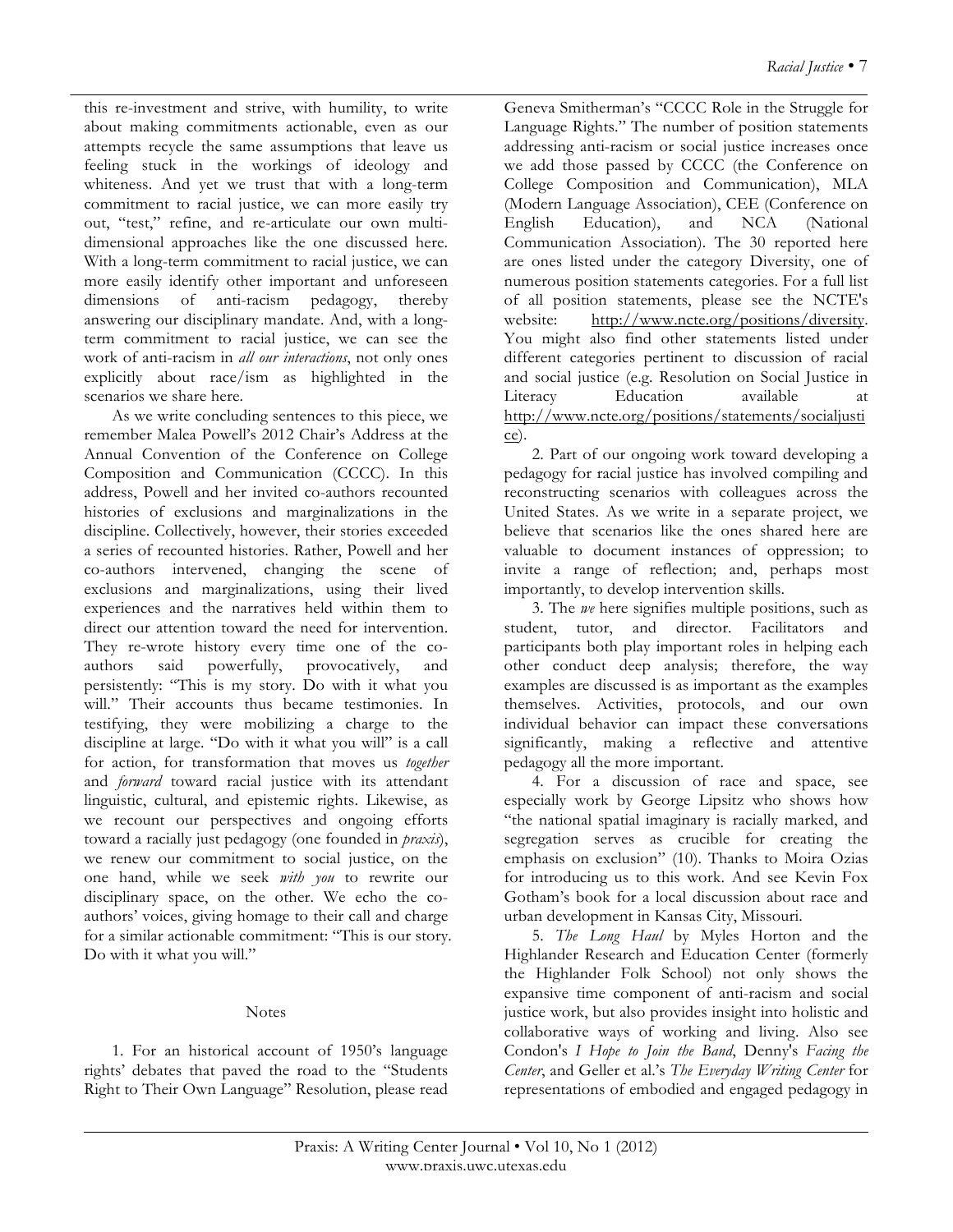this re-investment and strive, with humility, to write about making commitments actionable, even as our attempts recycle the same assumptions that leave us feeling stuck in the workings of ideology and whiteness. And yet we trust that with a long-term commitment to racial justice, we can more easily try out, "test," refine, and re-articulate our own multi-dimensional approaches like the one discussed here. With a long-term commitment to racial justice, we can more easily identify other important and unforeseen dimensions of anti-racism pedagogy, thereby answering our disciplinary mandate. And, with a long-term commitment to racial justice, we can see the work of anti-racism in *all our interactions*, not only ones explicitly about race/ism as highlighted in the scenarios we share here.

As we write concluding sentences to this piece, we remember Malea Powell's 2012 Chair's Address at the Annual Convention of the Conference on College Composition and Communication (CCCC). In this address, Powell and her invited co-authors recounted histories of exclusions and marginalizations in the discipline. Collectively, however, their stories exceeded a series of recounted histories. Rather, Powell and her co-authors intervened, changing the scene of exclusions and marginalizations, using their lived experiences and the narratives held within them to direct our attention toward the need for intervention. They re-wrote history every time one of the co-authors said powerfully, provocatively, and persistently: "This is my story. Do with it what you will." Their accounts thus became testimonies. In testifying, they were mobilizing a charge to the discipline at large. "Do with it what you will" is a call for action, for transformation that moves us *together* and *forward* toward racial justice with its attendant linguistic, cultural, and epistemic rights. Likewise, as we recount our perspectives and ongoing efforts toward a racially just pedagogy (one founded in *praxis*), we renew our commitment to social justice, on the one hand, while we seek *with you* to rewrite our disciplinary space, on the other. We echo the co-authors' voices, giving homage to their call and charge for a similar actionable commitment: "This is our story. Do with it what you will."

## Notes

1. For an historical account of 1950's language rights' debates that paved the road to the "Students Right to Their Own Language" Resolution, please read Geneva Smitherman's "CCCC Role in the Struggle for Language Rights." The number of position statements addressing anti-racism or social justice increases once we add those passed by CCCC (the Conference on College Composition and Communication), MLA (Modern Language Association), CEE (Conference on English Education), and NCA (National Communication Association). The 30 reported here are ones listed under the category Diversity, one of numerous position statements categories. For a full list of all position statements, please see the NCTE's website: http://www.ncte.org/positions/diversity. You might also find other statements listed under different categories pertinent to discussion of racial and social justice (e.g. Resolution on Social Justice in Literacy Education available at http://www.ncte.org/positions/statements/socialjustice).

2. Part of our ongoing work toward developing a pedagogy for racial justice has involved compiling and reconstructing scenarios with colleagues across the United States. As we write in a separate project, we believe that scenarios like the ones shared here are valuable to document instances of oppression; to invite a range of reflection; and, perhaps most importantly, to develop intervention skills.

3. The *we* here signifies multiple positions, such as student, tutor, and director. Facilitators and participants both play important roles in helping each other conduct deep analysis; therefore, the way examples are discussed is as important as the examples themselves. Activities, protocols, and our own individual behavior can impact these conversations significantly, making a reflective and attentive pedagogy all the more important.

4. For a discussion of race and space, see especially work by George Lipsitz who shows how "the national spatial imaginary is racially marked, and segregation serves as crucible for creating the emphasis on exclusion" (10). Thanks to Moira Ozias for introducing us to this work. And see Kevin Fox Gotham's book for a local discussion about race and urban development in Kansas City, Missouri.

5. *The Long Haul* by Myles Horton and the Highlander Research and Education Center (formerly the Highlander Folk School) not only shows the expansive time component of anti-racism and social justice work, but also provides insight into holistic and collaborative ways of working and living. Also see Condon's *I Hope to Join the Band*, Denny's *Facing the Center*, and Geller et al.'s *The Everyday Writing Center* for representations of embodied and engaged pedagogy in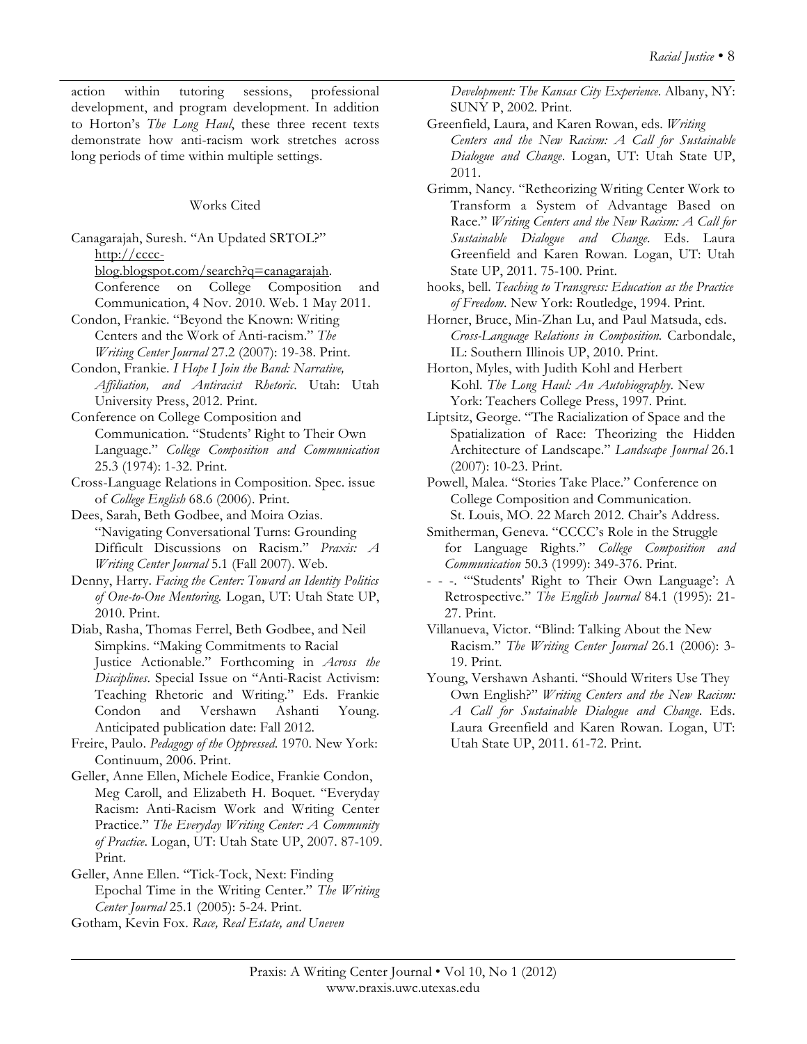action within tutoring sessions, professional development, and program development. In addition to Horton's *The Long Haul*, these three recent texts demonstrate how anti-racism work stretches across long periods of time within multiple settings.

## Works Cited

Canagarajah, Suresh. "An Updated SRTOL?" http://cccc-blog.blogspot.com/search?q=canagarajah. Conference on College Composition and Communication, 4 Nov. 2010. Web. 1 May 2011.

Condon, Frankie. "Beyond the Known: Writing Centers and the Work of Anti-racism." *The Writing Center Journal* 27.2 (2007): 19-38. Print.

Condon, Frankie. *I Hope I Join the Band: Narrative, Affiliation, and Antiracist Rhetoric*. Utah: Utah University Press, 2012. Print.

Conference on College Composition and Communication. "Students' Right to Their Own Language." *College Composition and Communication* 25.3 (1974): 1-32. Print.

Cross-Language Relations in Composition. Spec. issue of *College English* 68.6 (2006). Print.

Dees, Sarah, Beth Godbee, and Moira Ozias. "Navigating Conversational Turns: Grounding Difficult Discussions on Racism." *Praxis: A Writing Center Journal* 5.1 (Fall 2007). Web.

Denny, Harry. *Facing the Center: Toward an Identity Politics of One-to-One Mentoring.* Logan, UT: Utah State UP, 2010. Print.

Diab, Rasha, Thomas Ferrel, Beth Godbee, and Neil Simpkins. "Making Commitments to Racial Justice Actionable." Forthcoming in *Across the Disciplines*. Special Issue on "Anti-Racist Activism: Teaching Rhetoric and Writing." Eds. Frankie Condon and Vershawn Ashanti Young. Anticipated publication date: Fall 2012.

Freire, Paulo. *Pedagogy of the Oppressed*. 1970. New York: Continuum, 2006. Print.

Geller, Anne Ellen, Michele Eodice, Frankie Condon, Meg Caroll, and Elizabeth H. Boquet. "Everyday Racism: Anti-Racism Work and Writing Center Practice." *The Everyday Writing Center: A Community of Practice*. Logan, UT: Utah State UP, 2007. 87-109. Print.

Geller, Anne Ellen. "Tick-Tock, Next: Finding Epochal Time in the Writing Center." *The Writing Center Journal* 25.1 (2005): 5-24. Print.

Gotham, Kevin Fox. *Race, Real Estate, and Uneven Development: The Kansas City Experience*. Albany, NY: SUNY P, 2002. Print.

Greenfield, Laura, and Karen Rowan, eds. *Writing Centers and the New Racism: A Call for Sustainable Dialogue and Change*. Logan, UT: Utah State UP, 2011.

Grimm, Nancy. "Retheorizing Writing Center Work to Transform a System of Advantage Based on Race." *Writing Centers and the New Racism: A Call for Sustainable Dialogue and Change*. Eds. Laura Greenfield and Karen Rowan. Logan, UT: Utah State UP, 2011. 75-100. Print.

hooks, bell. *Teaching to Transgress: Education as the Practice of Freedom*. New York: Routledge, 1994. Print.

Horner, Bruce, Min-Zhan Lu, and Paul Matsuda, eds. *Cross-Language Relations in Composition.* Carbondale, IL: Southern Illinois UP, 2010. Print.

Horton, Myles, with Judith Kohl and Herbert Kohl. *The Long Haul: An Autobiography*. New York: Teachers College Press, 1997. Print.

Liptsitz, George. "The Racialization of Space and the Spatialization of Race: Theorizing the Hidden Architecture of Landscape." *Landscape Journal* 26.1 (2007): 10-23. Print.

Powell, Malea. "Stories Take Place." Conference on College Composition and Communication. St. Louis, MO. 22 March 2012. Chair's Address.

Smitherman, Geneva. "CCCC's Role in the Struggle for Language Rights." *College Composition and Communication* 50.3 (1999): 349-376. Print.

- - -. "'Students' Right to Their Own Language': A Retrospective." *The English Journal* 84.1 (1995): 21-27. Print.

Villanueva, Victor. "Blind: Talking About the New Racism." *The Writing Center Journal* 26.1 (2006): 3-19. Print.

Young, Vershawn Ashanti. "Should Writers Use They Own English?" *Writing Centers and the New Racism: A Call for Sustainable Dialogue and Change*. Eds. Laura Greenfield and Karen Rowan. Logan, UT: Utah State UP, 2011. 61-72. Print.